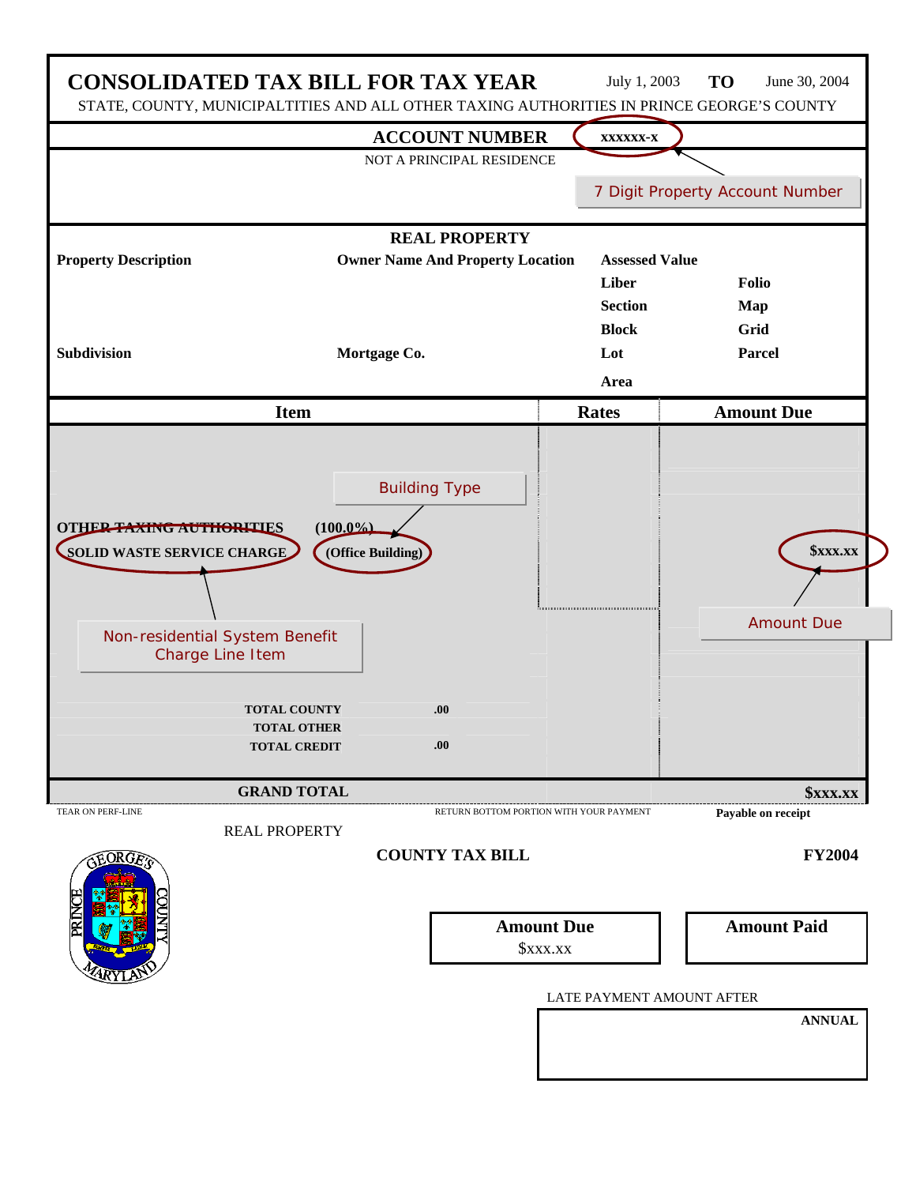# CONSOLIDATED TAX BILL FOR TAX YEAR

July 1, 2003 **TO** June 30, 2004

STATE, COUNTY, MUNICIPALTITIES AND ALL OTHER TAXING AUTHORITIES IN PRINCE GEORGE'S COUNTY

**ACCOUNT NUMBER** xxxxxx-x

NOT A PRINCIPAL RESIDENCE

7 Digit Property Account Number

**REAL PROPERTY**

| Property Description | Owner Name And Property Location | Assessed Value | |
|---|---|---|---|
| | | Liber | Folio |
| | | Section | Map |
| | | Block | Grid |
| Subdivision | Mortgage Co. | Lot | Parcel |
| | | Area | |

| Item | | Rates | Amount Due |
|---|---|---|---|
| OTHER TAXING AUTHORITIES | (100.0%) | | |
| SOLID WASTE SERVICE CHARGE | (Office Building) | | $xxx.xx |
| TOTAL COUNTY | .00 | | |
| TOTAL OTHER | | | |
| TOTAL CREDIT | .00 | | |
| **GRAND TOTAL** | | | **$xxx.xx** |

Building Type

Non-residential System Benefit Charge Line Item

Amount Due

TEAR ON PERF-LINE RETURN BOTTOM PORTION WITH YOUR PAYMENT **Payable on receipt**

REAL PROPERTY

PRINCE GEORGE'S COUNTY MARYLAND

**COUNTY TAX BILL** **FY2004**

| Amount Due | Amount Paid |
|---|---|
| $xxx.xx | |

LATE PAYMENT AMOUNT AFTER

**ANNUAL**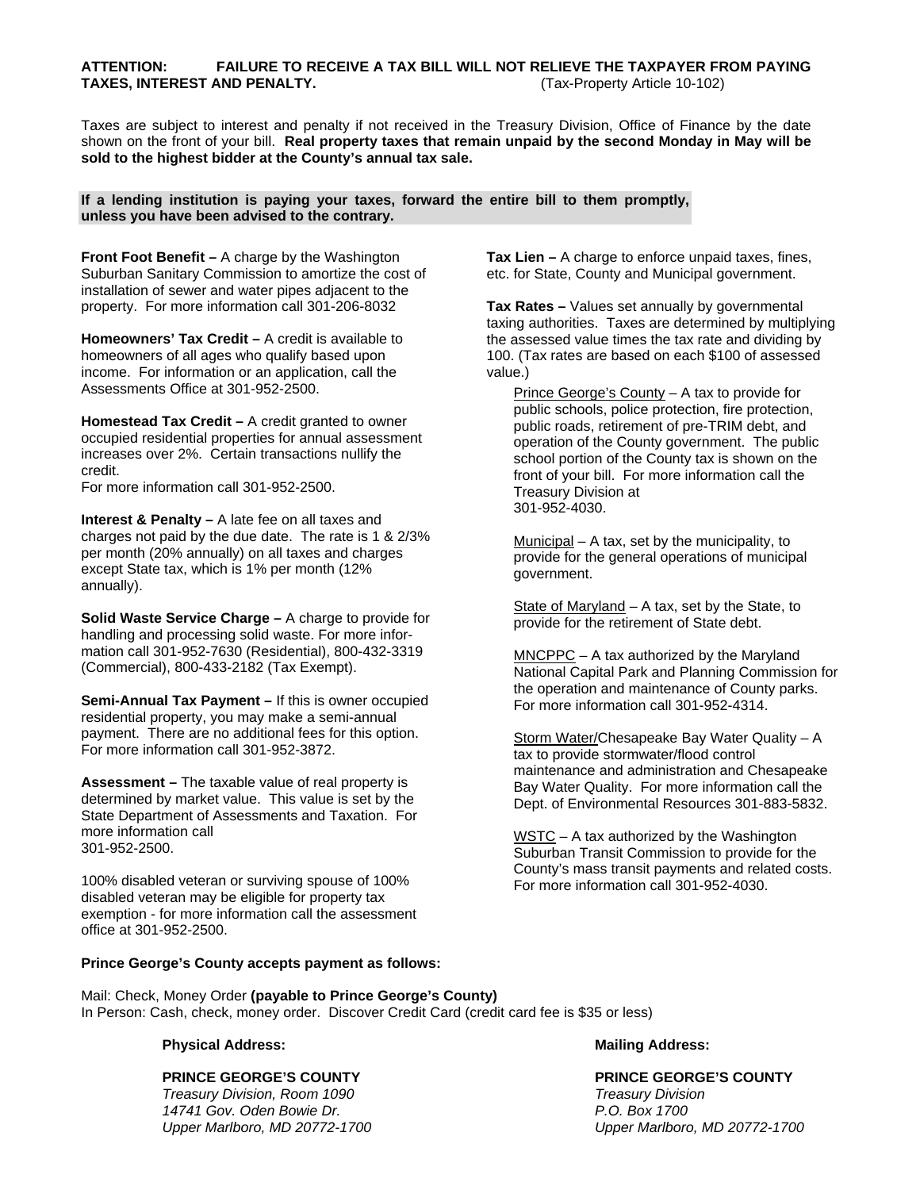**ATTENTION: FAILURE TO RECEIVE A TAX BILL WILL NOT RELIEVE THE TAXPAYER FROM PAYING TAXES, INTEREST AND PENALTY.** (Tax-Property Article 10-102)

Taxes are subject to interest and penalty if not received in the Treasury Division, Office of Finance by the date shown on the front of your bill. **Real property taxes that remain unpaid by the second Monday in May will be sold to the highest bidder at the County's annual tax sale.**

**If a lending institution is paying your taxes, forward the entire bill to them promptly, unless you have been advised to the contrary.**

**Front Foot Benefit –** A charge by the Washington Suburban Sanitary Commission to amortize the cost of installation of sewer and water pipes adjacent to the property. For more information call 301-206-8032

**Homeowners' Tax Credit –** A credit is available to homeowners of all ages who qualify based upon income. For information or an application, call the Assessments Office at 301-952-2500.

**Homestead Tax Credit –** A credit granted to owner occupied residential properties for annual assessment increases over 2%. Certain transactions nullify the credit.
For more information call 301-952-2500.

**Interest & Penalty –** A late fee on all taxes and charges not paid by the due date. The rate is 1 & 2/3% per month (20% annually) on all taxes and charges except State tax, which is 1% per month (12% annually).

**Solid Waste Service Charge –** A charge to provide for handling and processing solid waste. For more information call 301-952-7630 (Residential), 800-432-3319 (Commercial), 800-433-2182 (Tax Exempt).

**Semi-Annual Tax Payment –** If this is owner occupied residential property, you may make a semi-annual payment. There are no additional fees for this option. For more information call 301-952-3872.

**Assessment –** The taxable value of real property is determined by market value. This value is set by the State Department of Assessments and Taxation. For more information call
301-952-2500.

100% disabled veteran or surviving spouse of 100% disabled veteran may be eligible for property tax exemption - for more information call the assessment office at 301-952-2500.

**Tax Lien –** A charge to enforce unpaid taxes, fines, etc. for State, County and Municipal government.

**Tax Rates –** Values set annually by governmental taxing authorities. Taxes are determined by multiplying the assessed value times the tax rate and dividing by 100. (Tax rates are based on each $100 of assessed value.)

<u>Prince George's County</u> – A tax to provide for public schools, police protection, fire protection, public roads, retirement of pre-TRIM debt, and operation of the County government. The public school portion of the County tax is shown on the front of your bill. For more information call the Treasury Division at
301-952-4030.

<u>Municipal</u> – A tax, set by the municipality, to provide for the general operations of municipal government.

<u>State of Maryland</u> – A tax, set by the State, to provide for the retirement of State debt.

<u>MNCPPC</u> – A tax authorized by the Maryland National Capital Park and Planning Commission for the operation and maintenance of County parks. For more information call 301-952-4314.

<u>Storm Water/</u>Chesapeake Bay Water Quality – A tax to provide stormwater/flood control maintenance and administration and Chesapeake Bay Water Quality. For more information call the Dept. of Environmental Resources 301-883-5832.

<u>WSTC</u> – A tax authorized by the Washington Suburban Transit Commission to provide for the County's mass transit payments and related costs. For more information call 301-952-4030.

**Prince George's County accepts payment as follows:**

Mail: Check, Money Order **(payable to Prince George's County)**
In Person: Cash, check, money order. Discover Credit Card (credit card fee is $35 or less)

**Physical Address:**

**PRINCE GEORGE'S COUNTY**
*Treasury Division, Room 1090*
*14741 Gov. Oden Bowie Dr.*
*Upper Marlboro, MD 20772-1700*

**Mailing Address:**

**PRINCE GEORGE'S COUNTY**
*Treasury Division*
*P.O. Box 1700*
*Upper Marlboro, MD 20772-1700*